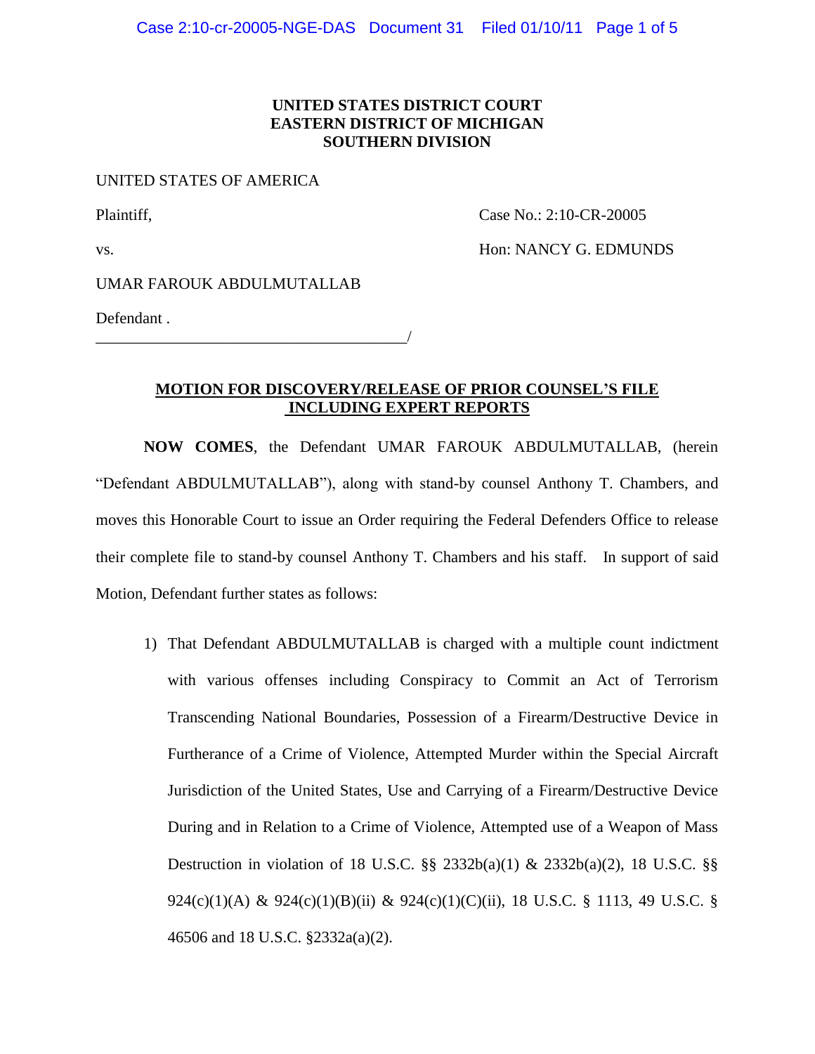**UNITED STATES DISTRICT COURT**
**EASTERN DISTRICT OF MICHIGAN**
**SOUTHERN DIVISION**

UNITED STATES OF AMERICA

Plaintiff, Case No.: 2:10-CR-20005

vs. Hon: NANCY G. EDMUNDS

UMAR FAROUK ABDULMUTALLAB

Defendant .
_______________________________________/

## MOTION FOR DISCOVERY/RELEASE OF PRIOR COUNSEL'S FILE INCLUDING EXPERT REPORTS

**NOW COMES**, the Defendant UMAR FAROUK ABDULMUTALLAB, (herein "Defendant ABDULMUTALLAB"), along with stand-by counsel Anthony T. Chambers, and moves this Honorable Court to issue an Order requiring the Federal Defenders Office to release their complete file to stand-by counsel Anthony T. Chambers and his staff. In support of said Motion, Defendant further states as follows:

1) That Defendant ABDULMUTALLAB is charged with a multiple count indictment with various offenses including Conspiracy to Commit an Act of Terrorism Transcending National Boundaries, Possession of a Firearm/Destructive Device in Furtherance of a Crime of Violence, Attempted Murder within the Special Aircraft Jurisdiction of the United States, Use and Carrying of a Firearm/Destructive Device During and in Relation to a Crime of Violence, Attempted use of a Weapon of Mass Destruction in violation of 18 U.S.C. §§ 2332b(a)(1) & 2332b(a)(2), 18 U.S.C. §§ 924(c)(1)(A) & 924(c)(1)(B)(ii) & 924(c)(1)(C)(ii), 18 U.S.C. § 1113, 49 U.S.C. § 46506 and 18 U.S.C. §2332a(a)(2).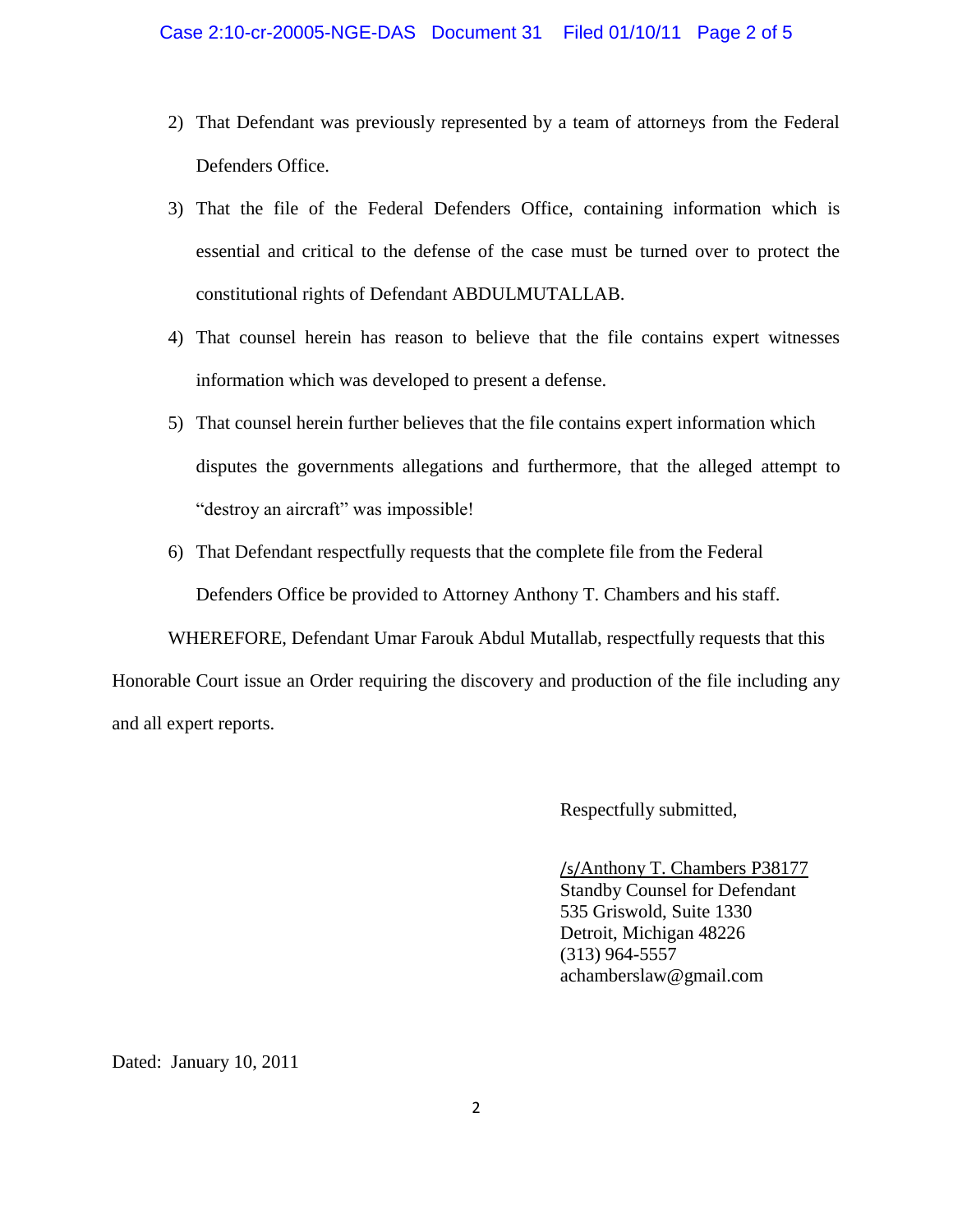2) That Defendant was previously represented by a team of attorneys from the Federal Defenders Office.

3) That the file of the Federal Defenders Office, containing information which is essential and critical to the defense of the case must be turned over to protect the constitutional rights of Defendant ABDULMUTALLAB.

4) That counsel herein has reason to believe that the file contains expert witnesses information which was developed to present a defense.

5) That counsel herein further believes that the file contains expert information which disputes the governments allegations and furthermore, that the alleged attempt to "destroy an aircraft" was impossible!

6) That Defendant respectfully requests that the complete file from the Federal Defenders Office be provided to Attorney Anthony T. Chambers and his staff.

WHEREFORE, Defendant Umar Farouk Abdul Mutallab, respectfully requests that this Honorable Court issue an Order requiring the discovery and production of the file including any and all expert reports.

Respectfully submitted,

/s/Anthony T. Chambers P38177
Standby Counsel for Defendant
535 Griswold, Suite 1330
Detroit, Michigan 48226
(313) 964-5557
achamberslaw@gmail.com

Dated: January 10, 2011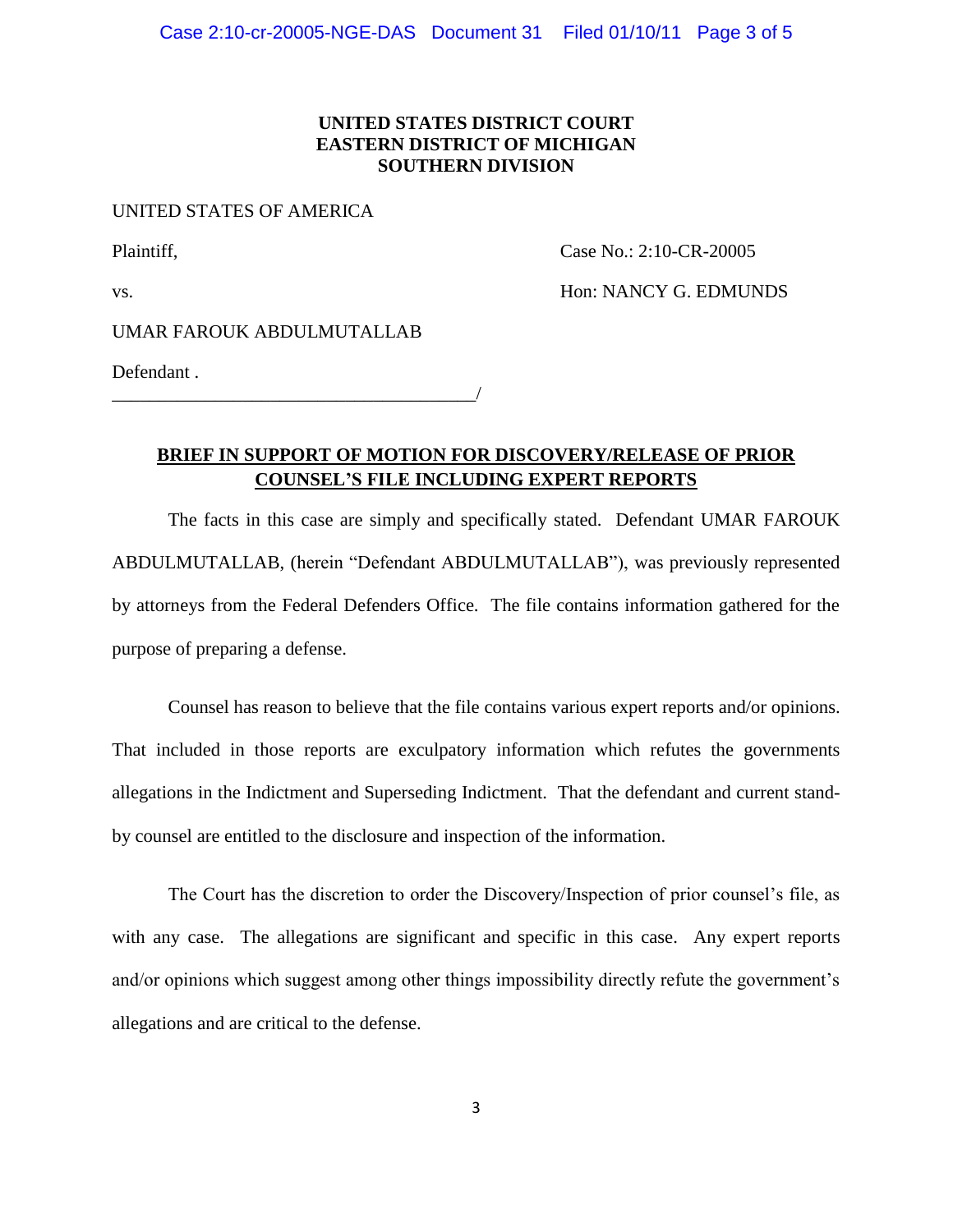**UNITED STATES DISTRICT COURT**
**EASTERN DISTRICT OF MICHIGAN**
**SOUTHERN DIVISION**

UNITED STATES OF AMERICA

Plaintiff, Case No.: 2:10-CR-20005

vs. Hon: NANCY G. EDMUNDS

UMAR FAROUK ABDULMUTALLAB

Defendant .
_______________________________________/

## BRIEF IN SUPPORT OF MOTION FOR DISCOVERY/RELEASE OF PRIOR COUNSEL'S FILE INCLUDING EXPERT REPORTS

The facts in this case are simply and specifically stated. Defendant UMAR FAROUK ABDULMUTALLAB, (herein "Defendant ABDULMUTALLAB"), was previously represented by attorneys from the Federal Defenders Office. The file contains information gathered for the purpose of preparing a defense.

Counsel has reason to believe that the file contains various expert reports and/or opinions. That included in those reports are exculpatory information which refutes the governments allegations in the Indictment and Superseding Indictment. That the defendant and current stand-by counsel are entitled to the disclosure and inspection of the information.

The Court has the discretion to order the Discovery/Inspection of prior counsel's file, as with any case. The allegations are significant and specific in this case. Any expert reports and/or opinions which suggest among other things impossibility directly refute the government's allegations and are critical to the defense.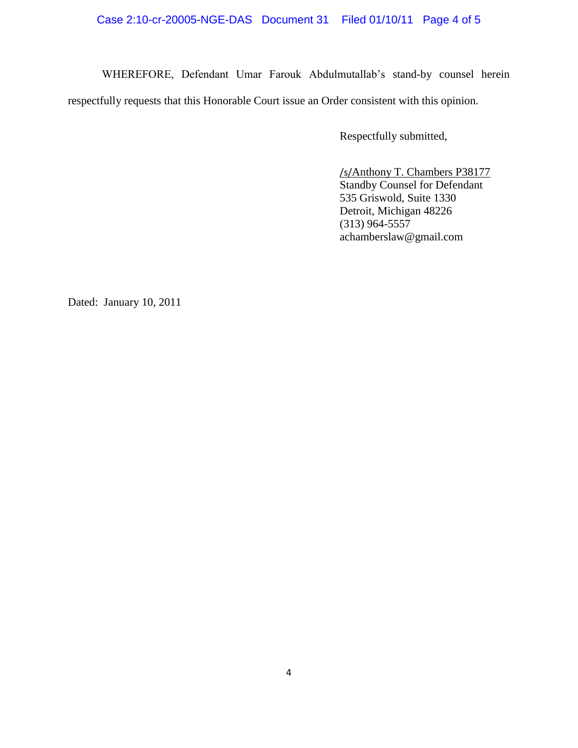WHEREFORE, Defendant Umar Farouk Abdulmutallab's stand-by counsel herein respectfully requests that this Honorable Court issue an Order consistent with this opinion.

Respectfully submitted,

/s/Anthony T. Chambers P38177
Standby Counsel for Defendant
535 Griswold, Suite 1330
Detroit, Michigan 48226
(313) 964-5557
achamberslaw@gmail.com

Dated: January 10, 2011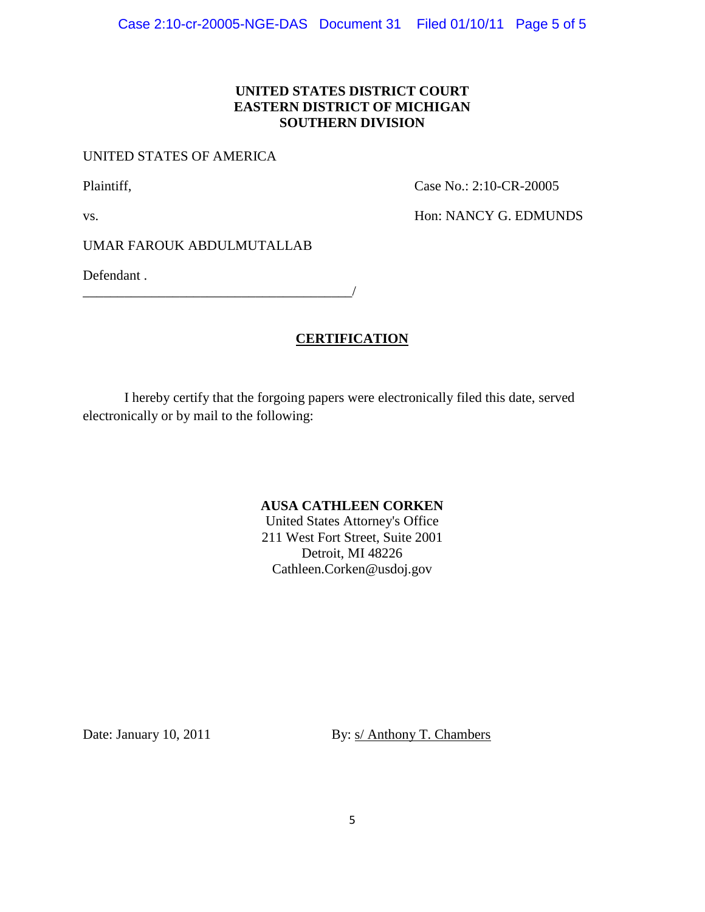**UNITED STATES DISTRICT COURT**
**EASTERN DISTRICT OF MICHIGAN**
**SOUTHERN DIVISION**

UNITED STATES OF AMERICA

Plaintiff, Case No.: 2:10-CR-20005

vs. Hon: NANCY G. EDMUNDS

UMAR FAROUK ABDULMUTALLAB

Defendant .
_______________________________________/

## CERTIFICATION

I hereby certify that the forgoing papers were electronically filed this date, served electronically or by mail to the following:

**AUSA CATHLEEN CORKEN**
United States Attorney's Office
211 West Fort Street, Suite 2001
Detroit, MI 48226
Cathleen.Corken@usdoj.gov

Date: January 10, 2011 By: s/ Anthony T. Chambers